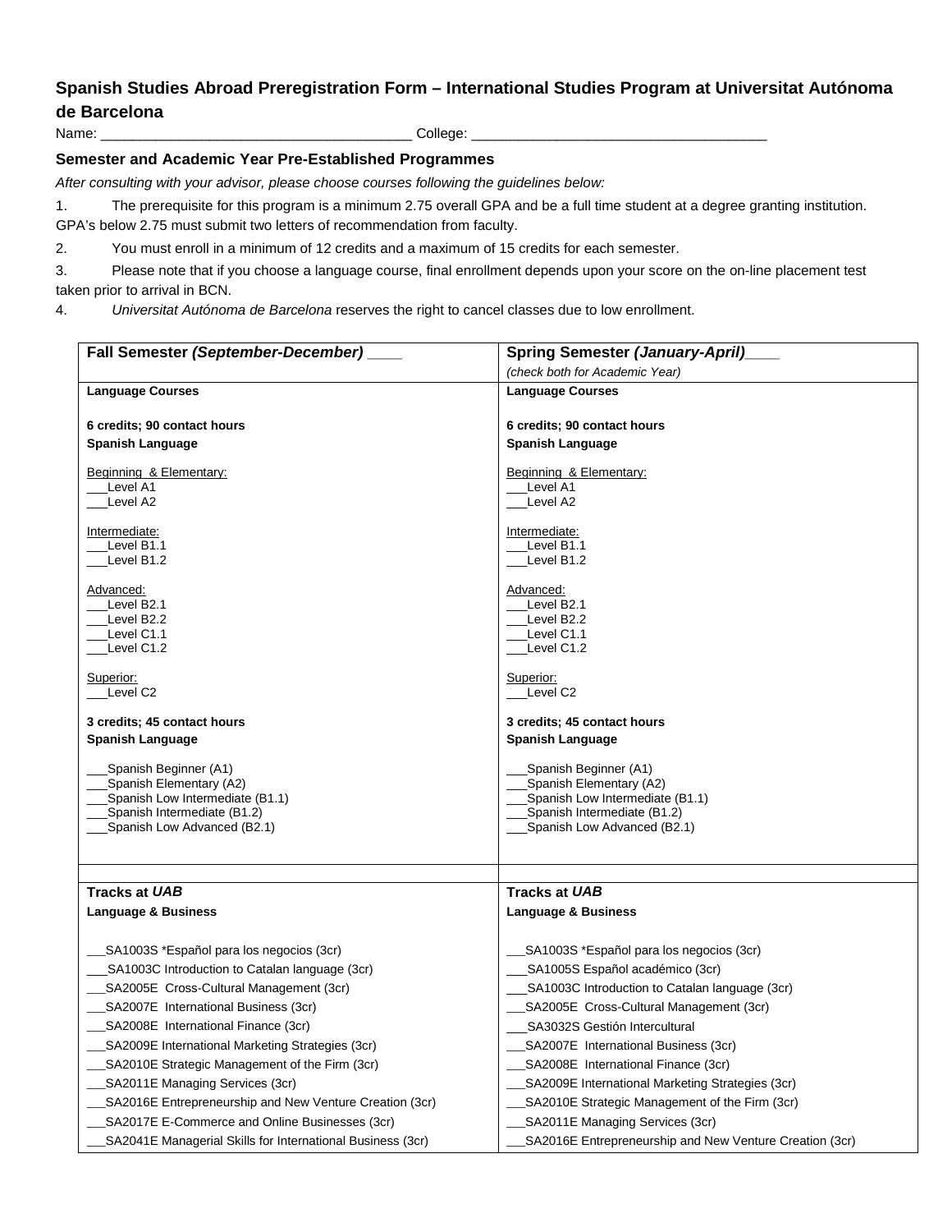## Spanish Studies Abroad Preregistration Form – International Studies Program at Universitat Autónoma de Barcelona

Name: _______________________________________ College: _____________________________________

### Semester and Academic Year Pre-Established Programmes

*After consulting with your advisor, please choose courses following the guidelines below:*

1. The prerequisite for this program is a minimum 2.75 overall GPA and be a full time student at a degree granting institution. GPA's below 2.75 must submit two letters of recommendation from faculty.
2. You must enroll in a minimum of 12 credits and a maximum of 15 credits for each semester.
3. Please note that if you choose a language course, final enrollment depends upon your score on the on-line placement test taken prior to arrival in BCN.
4. *Universitat Autónoma de Barcelona* reserves the right to cancel classes due to low enrollment.

| **Fall Semester *(September-December)* ____** | **Spring Semester *(January-April)*____** <br> *(check both for Academic Year)* |
|---|---|
| **Language Courses** <br><br> **6 credits; 90 contact hours** <br> **Spanish Language** <br><br> Beginning & Elementary: <br> ___Level A1 <br> ___Level A2 <br><br> Intermediate: <br> ___Level B1.1 <br> ___Level B1.2 <br><br> Advanced: <br> ___Level B2.1 <br> ___Level B2.2 <br> ___Level C1.1 <br> ___Level C1.2 <br><br> Superior: <br> ___Level C2 <br><br> **3 credits; 45 contact hours** <br> **Spanish Language** <br><br> ___Spanish Beginner (A1) <br> ___Spanish Elementary (A2) <br> ___Spanish Low Intermediate (B1.1) <br> ___Spanish Intermediate (B1.2) <br> ___Spanish Low Advanced (B2.1) | **Language Courses** <br><br> **6 credits; 90 contact hours** <br> **Spanish Language** <br><br> Beginning & Elementary: <br> ___Level A1 <br> ___Level A2 <br><br> Intermediate: <br> ___Level B1.1 <br> ___Level B1.2 <br><br> Advanced: <br> ___Level B2.1 <br> ___Level B2.2 <br> ___Level C1.1 <br> ___Level C1.2 <br><br> Superior: <br> ___Level C2 <br><br> **3 credits; 45 contact hours** <br> **Spanish Language** <br><br> ___Spanish Beginner (A1) <br> ___Spanish Elementary (A2) <br> ___Spanish Low Intermediate (B1.1) <br> ___Spanish Intermediate (B1.2) <br> ___Spanish Low Advanced (B2.1) |
| | |
| **Tracks at *UAB*** <br> **Language & Business** <br><br> ___SA1003S *Español para los negocios (3cr) <br> ___SA1003C Introduction to Catalan language (3cr) <br> ___SA2005E Cross-Cultural Management (3cr) <br> ___SA2007E International Business (3cr) <br> ___SA2008E International Finance (3cr) <br> ___SA2009E International Marketing Strategies (3cr) <br> ___SA2010E Strategic Management of the Firm (3cr) <br> ___SA2011E Managing Services (3cr) <br> ___SA2016E Entrepreneurship and New Venture Creation (3cr) <br> ___SA2017E E-Commerce and Online Businesses (3cr) <br> ___SA2041E Managerial Skills for International Business (3cr) | **Tracks at *UAB*** <br> **Language & Business** <br><br> ___SA1003S *Español para los negocios (3cr) <br> ___SA1005S Español académico (3cr) <br> ___SA1003C Introduction to Catalan language (3cr) <br> ___SA2005E Cross-Cultural Management (3cr) <br> ___SA3032S Gestión Intercultural <br> ___SA2007E International Business (3cr) <br> ___SA2008E International Finance (3cr) <br> ___SA2009E International Marketing Strategies (3cr) <br> ___SA2010E Strategic Management of the Firm (3cr) <br> ___SA2011E Managing Services (3cr) <br> ___SA2016E Entrepreneurship and New Venture Creation (3cr) |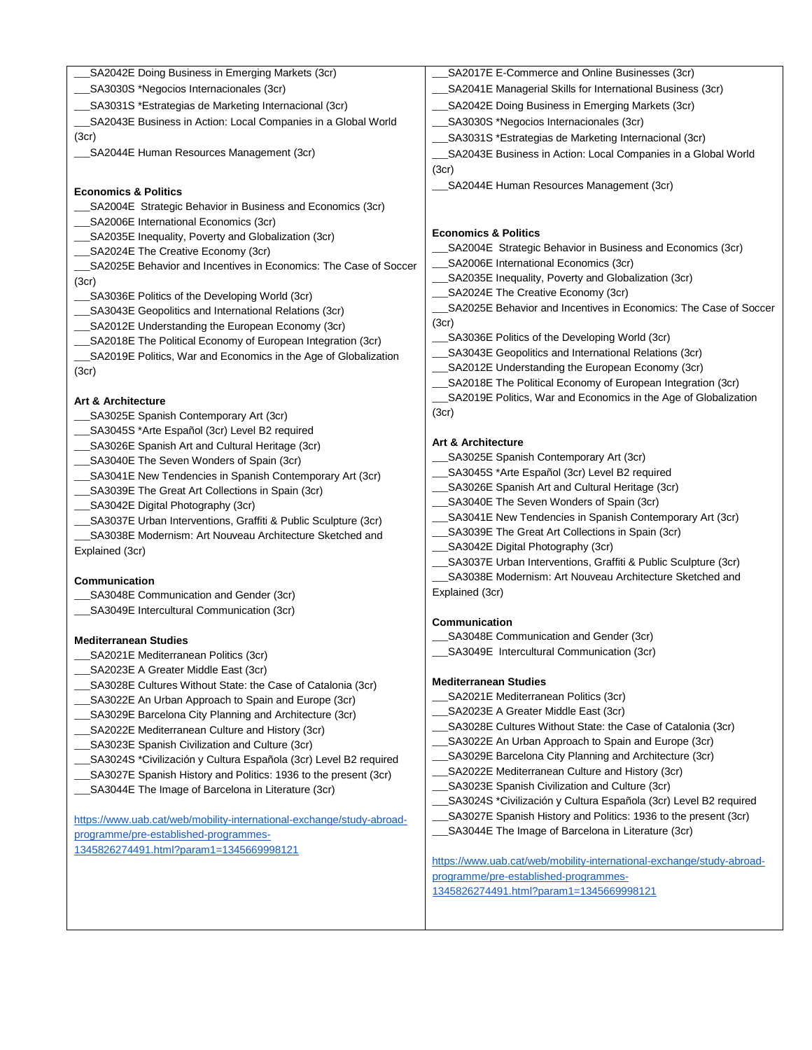___SA2042E Doing Business in Emerging Markets (3cr)
___SA3030S *Negocios Internacionales (3cr)
___SA3031S *Estrategias de Marketing Internacional (3cr)
___SA2043E Business in Action: Local Companies in a Global World (3cr)
___SA2044E Human Resources Management (3cr)

**Economics & Politics**

___SA2004E  Strategic Behavior in Business and Economics (3cr)
___SA2006E International Economics (3cr)
___SA2035E Inequality, Poverty and Globalization (3cr)
___SA2024E The Creative Economy (3cr)
___SA2025E Behavior and Incentives in Economics: The Case of Soccer (3cr)
___SA3036E Politics of the Developing World (3cr)
___SA3043E Geopolitics and International Relations (3cr)
___SA2012E Understanding the European Economy (3cr)
___SA2018E The Political Economy of European Integration (3cr)
___SA2019E Politics, War and Economics in the Age of Globalization (3cr)

**Art & Architecture**

___SA3025E Spanish Contemporary Art (3cr)
___SA3045S *Arte Español (3cr) Level B2 required
___SA3026E Spanish Art and Cultural Heritage (3cr)
___SA3040E The Seven Wonders of Spain (3cr)
___SA3041E New Tendencies in Spanish Contemporary Art (3cr)
___SA3039E The Great Art Collections in Spain (3cr)
___SA3042E Digital Photography (3cr)
___SA3037E Urban Interventions, Graffiti & Public Sculpture (3cr)
___SA3038E Modernism: Art Nouveau Architecture Sketched and Explained (3cr)

**Communication**

___SA3048E Communication and Gender (3cr)
___SA3049E Intercultural Communication (3cr)

**Mediterranean Studies**

___SA2021E Mediterranean Politics (3cr)
___SA2023E A Greater Middle East (3cr)
___SA3028E Cultures Without State: the Case of Catalonia (3cr)
___SA3022E An Urban Approach to Spain and Europe (3cr)
___SA3029E Barcelona City Planning and Architecture (3cr)
___SA2022E Mediterranean Culture and History (3cr)
___SA3023E Spanish Civilization and Culture (3cr)
___SA3024S *Civilización y Cultura Española (3cr) Level B2 required
___SA3027E Spanish History and Politics: 1936 to the present (3cr)
___SA3044E The Image of Barcelona in Literature (3cr)

https://www.uab.cat/web/mobility-international-exchange/study-abroad-programme/pre-established-programmes-1345826274491.html?param1=1345669998121

___SA2017E E-Commerce and Online Businesses (3cr)
___SA2041E Managerial Skills for International Business (3cr)
___SA2042E Doing Business in Emerging Markets (3cr)
___SA3030S *Negocios Internacionales (3cr)
___SA3031S *Estrategias de Marketing Internacional (3cr)
___SA2043E Business in Action: Local Companies in a Global World (3cr)
___SA2044E Human Resources Management (3cr)

**Economics & Politics**

___SA2004E  Strategic Behavior in Business and Economics (3cr)
___SA2006E International Economics (3cr)
___SA2035E Inequality, Poverty and Globalization (3cr)
___SA2024E The Creative Economy (3cr)
___SA2025E Behavior and Incentives in Economics: The Case of Soccer (3cr)
___SA3036E Politics of the Developing World (3cr)
___SA3043E Geopolitics and International Relations (3cr)
___SA2012E Understanding the European Economy (3cr)
___SA2018E The Political Economy of European Integration (3cr)
___SA2019E Politics, War and Economics in the Age of Globalization (3cr)

**Art & Architecture**

___SA3025E Spanish Contemporary Art (3cr)
___SA3045S *Arte Español (3cr) Level B2 required
___SA3026E Spanish Art and Cultural Heritage (3cr)
___SA3040E The Seven Wonders of Spain (3cr)
___SA3041E New Tendencies in Spanish Contemporary Art (3cr)
___SA3039E The Great Art Collections in Spain (3cr)
___SA3042E Digital Photography (3cr)
___SA3037E Urban Interventions, Graffiti & Public Sculpture (3cr)
___SA3038E Modernism: Art Nouveau Architecture Sketched and Explained (3cr)

**Communication**

___SA3048E Communication and Gender (3cr)
___SA3049E  Intercultural Communication (3cr)

**Mediterranean Studies**

___SA2021E Mediterranean Politics (3cr)
___SA2023E A Greater Middle East (3cr)
___SA3028E Cultures Without State: the Case of Catalonia (3cr)
___SA3022E An Urban Approach to Spain and Europe (3cr)
___SA3029E Barcelona City Planning and Architecture (3cr)
___SA2022E Mediterranean Culture and History (3cr)
___SA3023E Spanish Civilization and Culture (3cr)
___SA3024S *Civilización y Cultura Española (3cr) Level B2 required
___SA3027E Spanish History and Politics: 1936 to the present (3cr)
___SA3044E The Image of Barcelona in Literature (3cr)

https://www.uab.cat/web/mobility-international-exchange/study-abroad-programme/pre-established-programmes-1345826274491.html?param1=1345669998121